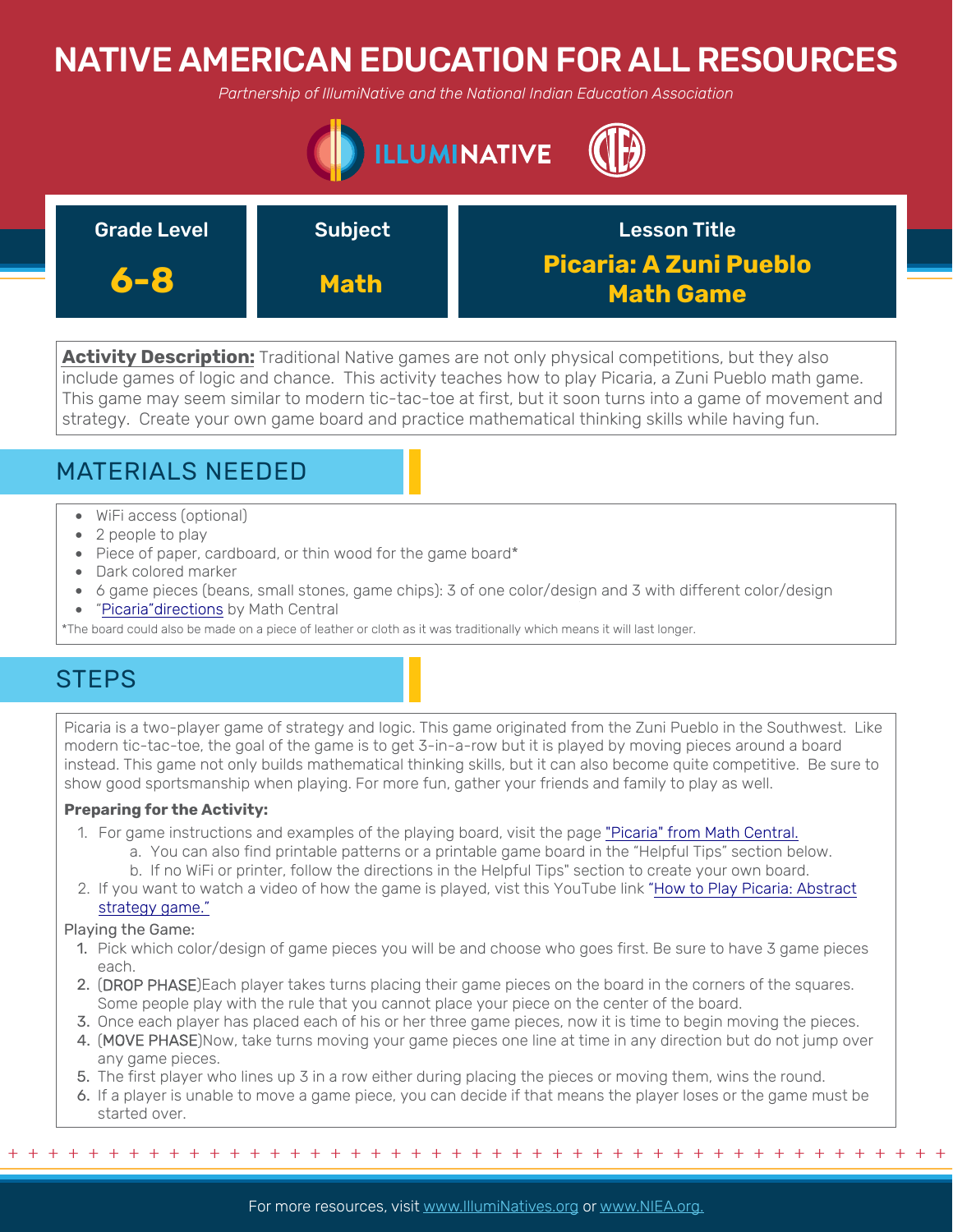# NATIVE AMERICAN EDUCATION FOR ALL RESOURCES

*Partnership of IllumiNative and the National Indian Education Association*

| Grade Level | Subject | Lesson Title |
| --- | --- | --- |
| **6-8** | **Math** | **Picaria: A Zuni Pueblo Math Game** |

**Activity Description:** Traditional Native games are not only physical competitions, but they also include games of logic and chance. This activity teaches how to play Picaria, a Zuni Pueblo math game. This game may seem similar to modern tic-tac-toe at first, but it soon turns into a game of movement and strategy. Create your own game board and practice mathematical thinking skills while having fun.

## MATERIALS NEEDED

- WiFi access (optional)
- 2 people to play
- Piece of paper, cardboard, or thin wood for the game board*
- Dark colored marker
- 6 game pieces (beans, small stones, game chips): 3 of one color/design and 3 with different color/design
- "Picaria"directions by Math Central

*The board could also be made on a piece of leather or cloth as it was traditionally which means it will last longer.

## STEPS

Picaria is a two-player game of strategy and logic. This game originated from the Zuni Pueblo in the Southwest. Like modern tic-tac-toe, the goal of the game is to get 3-in-a-row but it is played by moving pieces around a board instead. This game not only builds mathematical thinking skills, but it can also become quite competitive. Be sure to show good sportsmanship when playing. For more fun, gather your friends and family to play as well.

**Preparing for the Activity:**

1. For game instructions and examples of the playing board, visit the page "Picaria" from Math Central.
   a. You can also find printable patterns or a printable game board in the "Helpful Tips" section below.
   b. If no WiFi or printer, follow the directions in the Helpful Tips" section to create your own board.
2. If you want to watch a video of how the game is played, vist this YouTube link "How to Play Picaria: Abstract strategy game."

Playing the Game:

1. Pick which color/design of game pieces you will be and choose who goes first. Be sure to have 3 game pieces each.
2. (DROP PHASE)Each player takes turns placing their game pieces on the board in the corners of the squares. Some people play with the rule that you cannot place your piece on the center of the board.
3. Once each player has placed each of his or her three game pieces, now it is time to begin moving the pieces.
4. (MOVE PHASE)Now, take turns moving your game pieces one line at time in any direction but do not jump over any game pieces.
5. The first player who lines up 3 in a row either during placing the pieces or moving them, wins the round.
6. If a player is unable to move a game piece, you can decide if that means the player loses or the game must be started over.

For more resources, visit www.IllumiNatives.org or www.NIEA.org.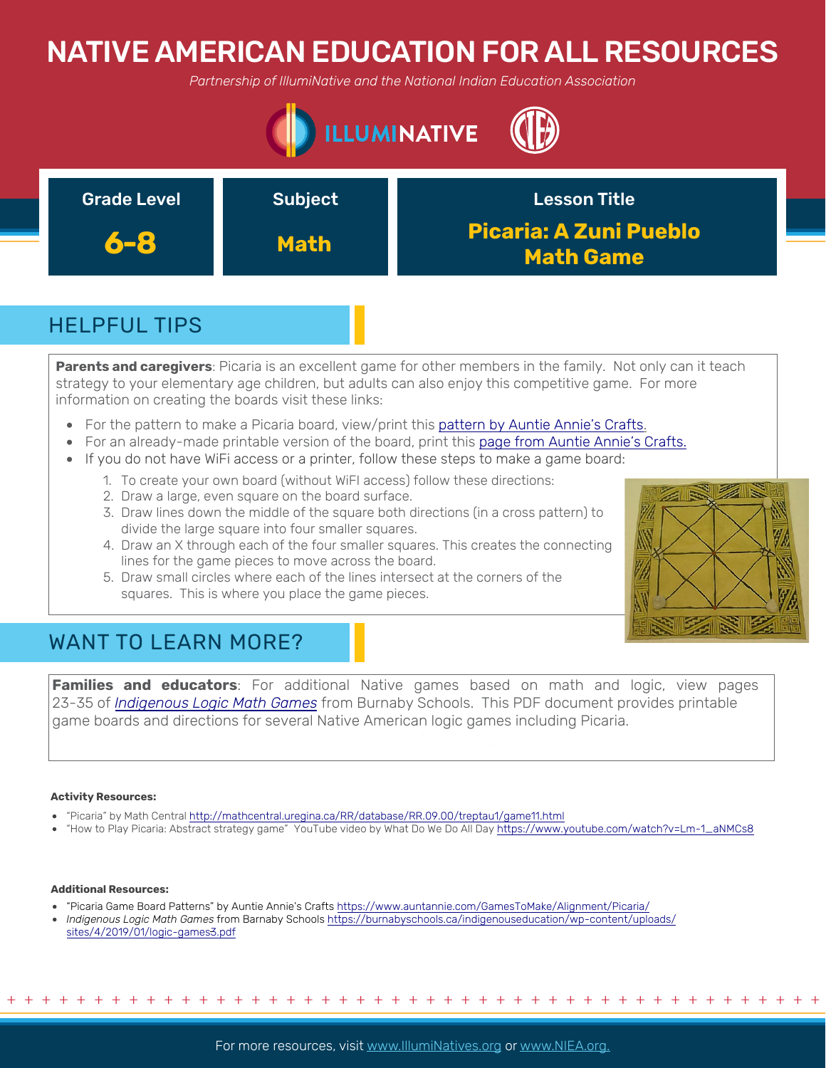# NATIVE AMERICAN EDUCATION FOR ALL RESOURCES

*Partnership of IllumiNative and the National Indian Education Association*

| Grade Level | Subject | Lesson Title |
| --- | --- | --- |
| **6-8** | **Math** | **Picaria: A Zuni Pueblo Math Game** |

## HELPFUL TIPS

**Parents and caregivers**: Picaria is an excellent game for other members in the family. Not only can it teach strategy to your elementary age children, but adults can also enjoy this competitive game. For more information on creating the boards visit these links:

- For the pattern to make a Picaria board, view/print this pattern by Auntie Annie's Crafts.
- For an already-made printable version of the board, print this page from Auntie Annie's Crafts.
- If you do not have WiFi access or a printer, follow these steps to make a game board:
    1. To create your own board (without WiFI access) follow these directions:
    2. Draw a large, even square on the board surface.
    3. Draw lines down the middle of the square both directions (in a cross pattern) to divide the large square into four smaller squares.
    4. Draw an X through each of the four smaller squares. This creates the connecting lines for the game pieces to move across the board.
    5. Draw small circles where each of the lines intersect at the corners of the squares. This is where you place the game pieces.

## WANT TO LEARN MORE?

**Families and educators**: For additional Native games based on math and logic, view pages 23-35 of *Indigenous Logic Math Games* from Burnaby Schools. This PDF document provides printable game boards and directions for several Native American logic games including Picaria.

**Activity Resources:**

- "Picaria" by Math Central http://mathcentral.uregina.ca/RR/database/RR.09.00/treptau1/game11.html
- "How to Play Picaria: Abstract strategy game" YouTube video by What Do We Do All Day https://www.youtube.com/watch?v=Lm-1_aNMCs8

**Additional Resources:**

- "Picaria Game Board Patterns" by Auntie Annie's Crafts https://www.auntannie.com/GamesToMake/Alignment/Picaria/
- *Indigenous Logic Math Games* from Barnaby Schools https://burnabyschools.ca/indigenouseducation/wp-content/uploads/sites/4/2019/01/logic-games3.pdf

For more resources, visit www.IllumiNatives.org or www.NIEA.org.